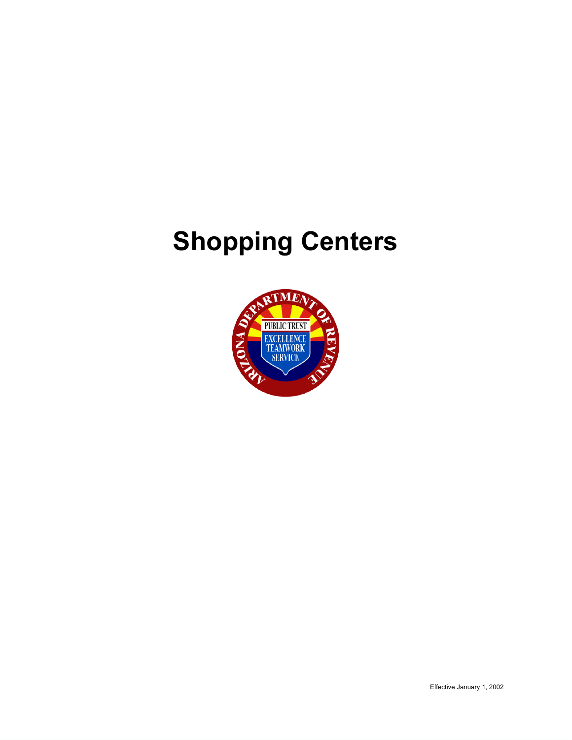# Shopping Centers

Effective January 1, 2002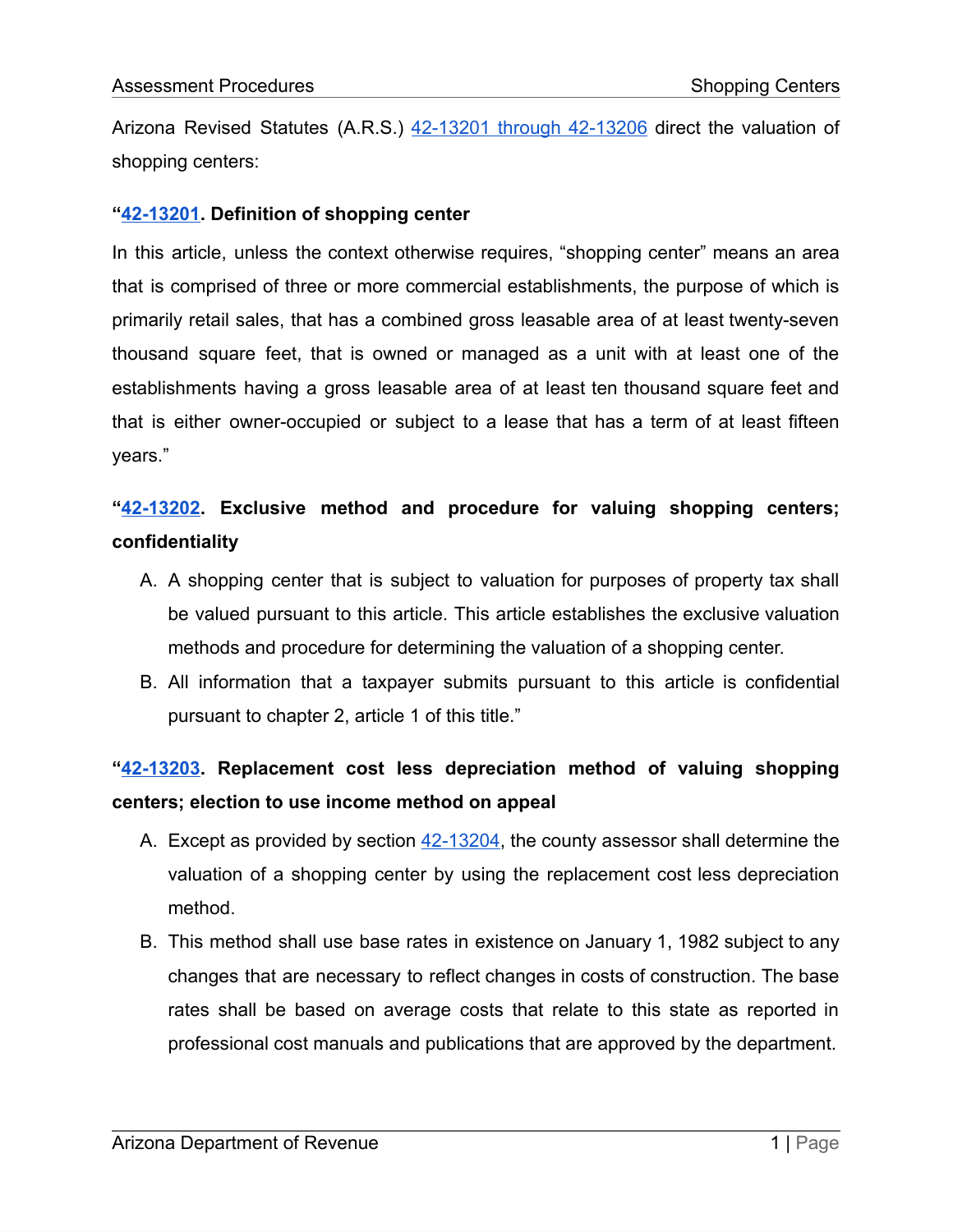Arizona Revised Statutes (A.R.S.) [42-13201 through 42-13206](42-13201 through 42-13206) direct the valuation of shopping centers:

**"[42-13201](42-13201). Definition of shopping center**

In this article, unless the context otherwise requires, "shopping center" means an area that is comprised of three or more commercial establishments, the purpose of which is primarily retail sales, that has a combined gross leasable area of at least twenty-seven thousand square feet, that is owned or managed as a unit with at least one of the establishments having a gross leasable area of at least ten thousand square feet and that is either owner-occupied or subject to a lease that has a term of at least fifteen years."

**"[42-13202](42-13202). Exclusive method and procedure for valuing shopping centers; confidentiality**

A. A shopping center that is subject to valuation for purposes of property tax shall be valued pursuant to this article. This article establishes the exclusive valuation methods and procedure for determining the valuation of a shopping center.

B. All information that a taxpayer submits pursuant to this article is confidential pursuant to chapter 2, article 1 of this title."

**"[42-13203](42-13203). Replacement cost less depreciation method of valuing shopping centers; election to use income method on appeal**

A. Except as provided by section [42-13204](42-13204), the county assessor shall determine the valuation of a shopping center by using the replacement cost less depreciation method.

B. This method shall use base rates in existence on January 1, 1982 subject to any changes that are necessary to reflect changes in costs of construction. The base rates shall be based on average costs that relate to this state as reported in professional cost manuals and publications that are approved by the department.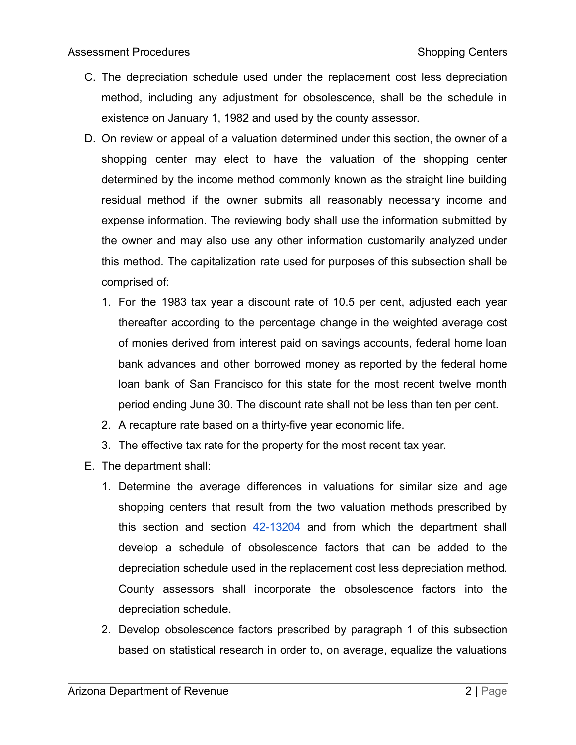C. The depreciation schedule used under the replacement cost less depreciation method, including any adjustment for obsolescence, shall be the schedule in existence on January 1, 1982 and used by the county assessor.

D. On review or appeal of a valuation determined under this section, the owner of a shopping center may elect to have the valuation of the shopping center determined by the income method commonly known as the straight line building residual method if the owner submits all reasonably necessary income and expense information. The reviewing body shall use the information submitted by the owner and may also use any other information customarily analyzed under this method. The capitalization rate used for purposes of this subsection shall be comprised of:

   1. For the 1983 tax year a discount rate of 10.5 per cent, adjusted each year thereafter according to the percentage change in the weighted average cost of monies derived from interest paid on savings accounts, federal home loan bank advances and other borrowed money as reported by the federal home loan bank of San Francisco for this state for the most recent twelve month period ending June 30. The discount rate shall not be less than ten per cent.
   2. A recapture rate based on a thirty-five year economic life.
   3. The effective tax rate for the property for the most recent tax year.

E. The department shall:

   1. Determine the average differences in valuations for similar size and age shopping centers that result from the two valuation methods prescribed by this section and section [42-13204](42-13204) and from which the department shall develop a schedule of obsolescence factors that can be added to the depreciation schedule used in the replacement cost less depreciation method. County assessors shall incorporate the obsolescence factors into the depreciation schedule.
   2. Develop obsolescence factors prescribed by paragraph 1 of this subsection based on statistical research in order to, on average, equalize the valuations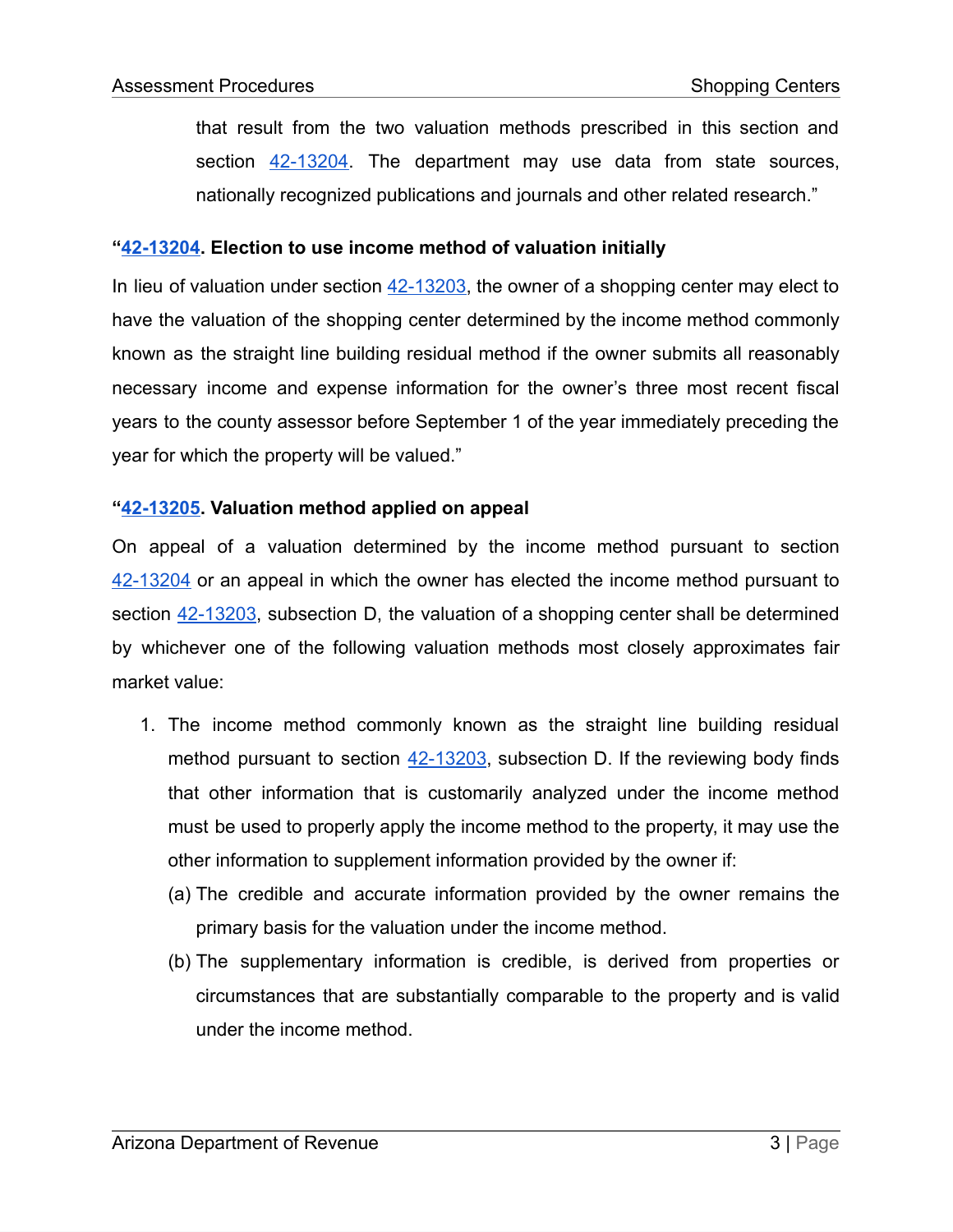that result from the two valuation methods prescribed in this section and section 42-13204. The department may use data from state sources, nationally recognized publications and journals and other related research."

**"42-13204. Election to use income method of valuation initially**

In lieu of valuation under section 42-13203, the owner of a shopping center may elect to have the valuation of the shopping center determined by the income method commonly known as the straight line building residual method if the owner submits all reasonably necessary income and expense information for the owner's three most recent fiscal years to the county assessor before September 1 of the year immediately preceding the year for which the property will be valued."

**"42-13205. Valuation method applied on appeal**

On appeal of a valuation determined by the income method pursuant to section 42-13204 or an appeal in which the owner has elected the income method pursuant to section 42-13203, subsection D, the valuation of a shopping center shall be determined by whichever one of the following valuation methods most closely approximates fair market value:

1. The income method commonly known as the straight line building residual method pursuant to section 42-13203, subsection D. If the reviewing body finds that other information that is customarily analyzed under the income method must be used to properly apply the income method to the property, it may use the other information to supplement information provided by the owner if:
   (a) The credible and accurate information provided by the owner remains the primary basis for the valuation under the income method.
   (b) The supplementary information is credible, is derived from properties or circumstances that are substantially comparable to the property and is valid under the income method.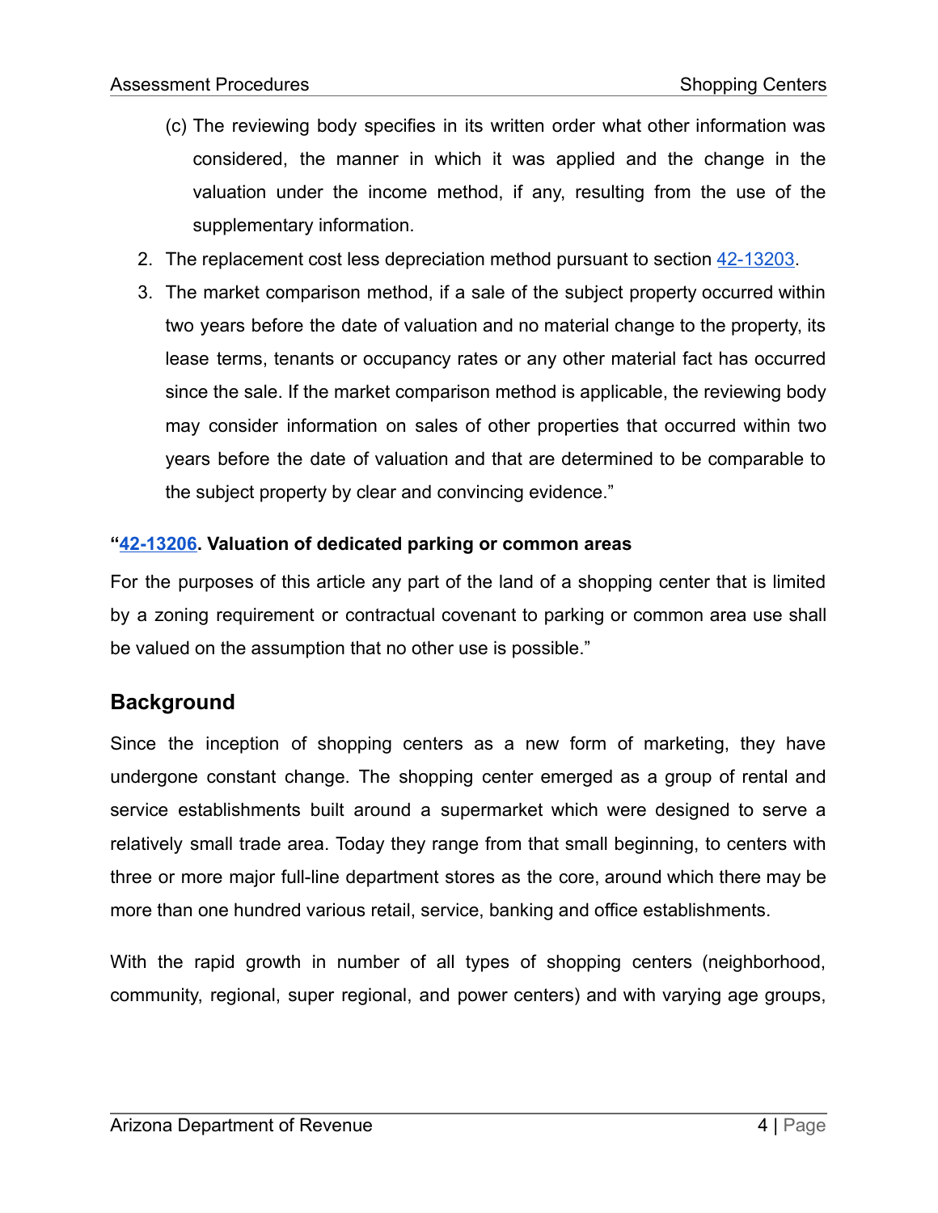(c) The reviewing body specifies in its written order what other information was considered, the manner in which it was applied and the change in the valuation under the income method, if any, resulting from the use of the supplementary information.

2. The replacement cost less depreciation method pursuant to section [42-13203](42-13203).
3. The market comparison method, if a sale of the subject property occurred within two years before the date of valuation and no material change to the property, its lease terms, tenants or occupancy rates or any other material fact has occurred since the sale. If the market comparison method is applicable, the reviewing body may consider information on sales of other properties that occurred within two years before the date of valuation and that are determined to be comparable to the subject property by clear and convincing evidence."

**"[42-13206](42-13206). Valuation of dedicated parking or common areas**

For the purposes of this article any part of the land of a shopping center that is limited by a zoning requirement or contractual covenant to parking or common area use shall be valued on the assumption that no other use is possible."

## Background

Since the inception of shopping centers as a new form of marketing, they have undergone constant change. The shopping center emerged as a group of rental and service establishments built around a supermarket which were designed to serve a relatively small trade area. Today they range from that small beginning, to centers with three or more major full-line department stores as the core, around which there may be more than one hundred various retail, service, banking and office establishments.

With the rapid growth in number of all types of shopping centers (neighborhood, community, regional, super regional, and power centers) and with varying age groups,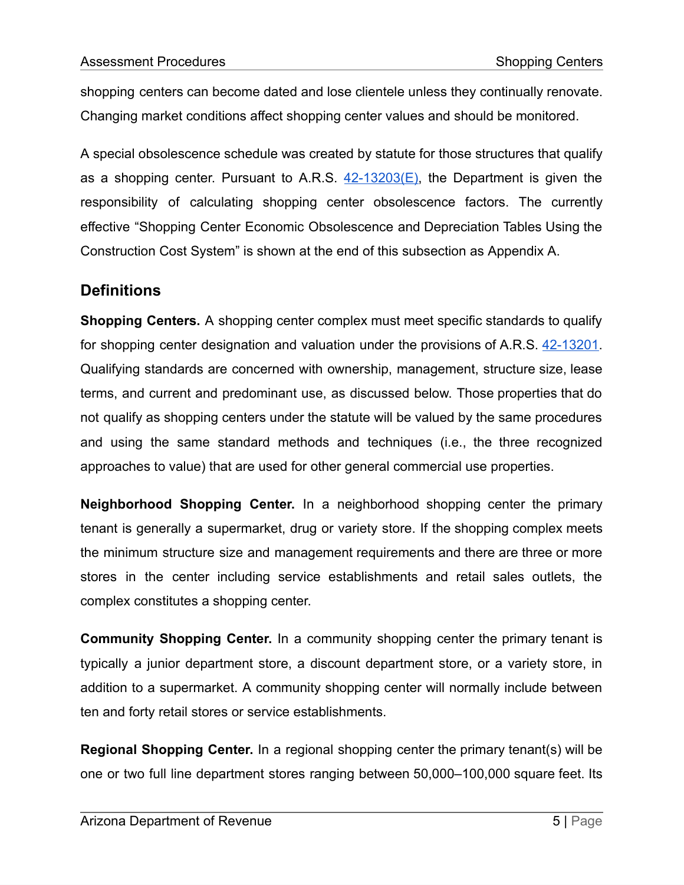shopping centers can become dated and lose clientele unless they continually renovate. Changing market conditions affect shopping center values and should be monitored.

A special obsolescence schedule was created by statute for those structures that qualify as a shopping center. Pursuant to A.R.S. 42-13203(E), the Department is given the responsibility of calculating shopping center obsolescence factors. The currently effective "Shopping Center Economic Obsolescence and Depreciation Tables Using the Construction Cost System" is shown at the end of this subsection as Appendix A.

## Definitions

**Shopping Centers.** A shopping center complex must meet specific standards to qualify for shopping center designation and valuation under the provisions of A.R.S. 42-13201. Qualifying standards are concerned with ownership, management, structure size, lease terms, and current and predominant use, as discussed below. Those properties that do not qualify as shopping centers under the statute will be valued by the same procedures and using the same standard methods and techniques (i.e., the three recognized approaches to value) that are used for other general commercial use properties.

**Neighborhood Shopping Center.** In a neighborhood shopping center the primary tenant is generally a supermarket, drug or variety store. If the shopping complex meets the minimum structure size and management requirements and there are three or more stores in the center including service establishments and retail sales outlets, the complex constitutes a shopping center.

**Community Shopping Center.** In a community shopping center the primary tenant is typically a junior department store, a discount department store, or a variety store, in addition to a supermarket. A community shopping center will normally include between ten and forty retail stores or service establishments.

**Regional Shopping Center.** In a regional shopping center the primary tenant(s) will be one or two full line department stores ranging between 50,000–100,000 square feet. Its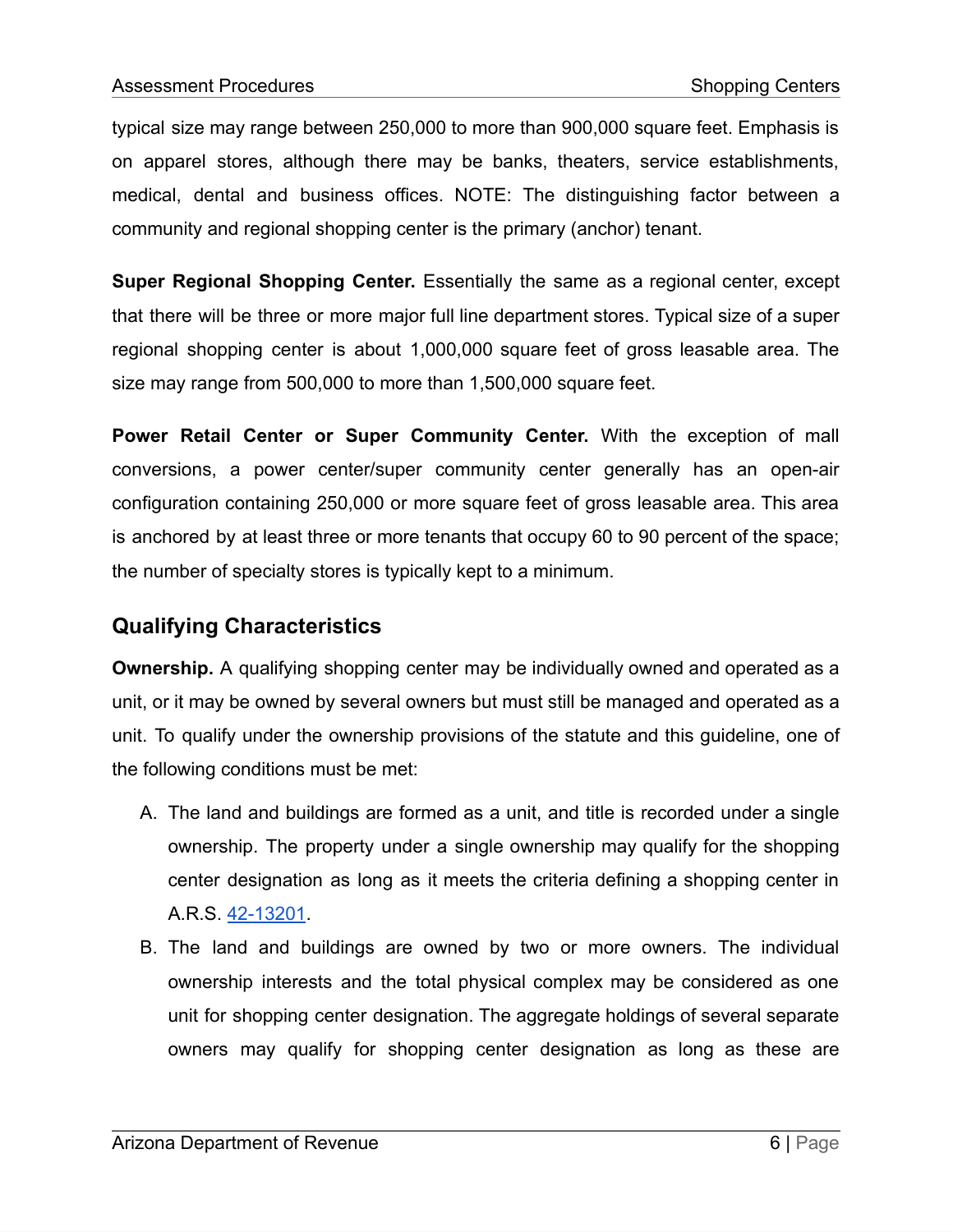typical size may range between 250,000 to more than 900,000 square feet. Emphasis is on apparel stores, although there may be banks, theaters, service establishments, medical, dental and business offices. NOTE: The distinguishing factor between a community and regional shopping center is the primary (anchor) tenant.

**Super Regional Shopping Center.** Essentially the same as a regional center, except that there will be three or more major full line department stores. Typical size of a super regional shopping center is about 1,000,000 square feet of gross leasable area. The size may range from 500,000 to more than 1,500,000 square feet.

**Power Retail Center or Super Community Center.** With the exception of mall conversions, a power center/super community center generally has an open-air configuration containing 250,000 or more square feet of gross leasable area. This area is anchored by at least three or more tenants that occupy 60 to 90 percent of the space; the number of specialty stores is typically kept to a minimum.

## Qualifying Characteristics

**Ownership.** A qualifying shopping center may be individually owned and operated as a unit, or it may be owned by several owners but must still be managed and operated as a unit. To qualify under the ownership provisions of the statute and this guideline, one of the following conditions must be met:

A. The land and buildings are formed as a unit, and title is recorded under a single ownership. The property under a single ownership may qualify for the shopping center designation as long as it meets the criteria defining a shopping center in A.R.S. 42-13201.
B. The land and buildings are owned by two or more owners. The individual ownership interests and the total physical complex may be considered as one unit for shopping center designation. The aggregate holdings of several separate owners may qualify for shopping center designation as long as these are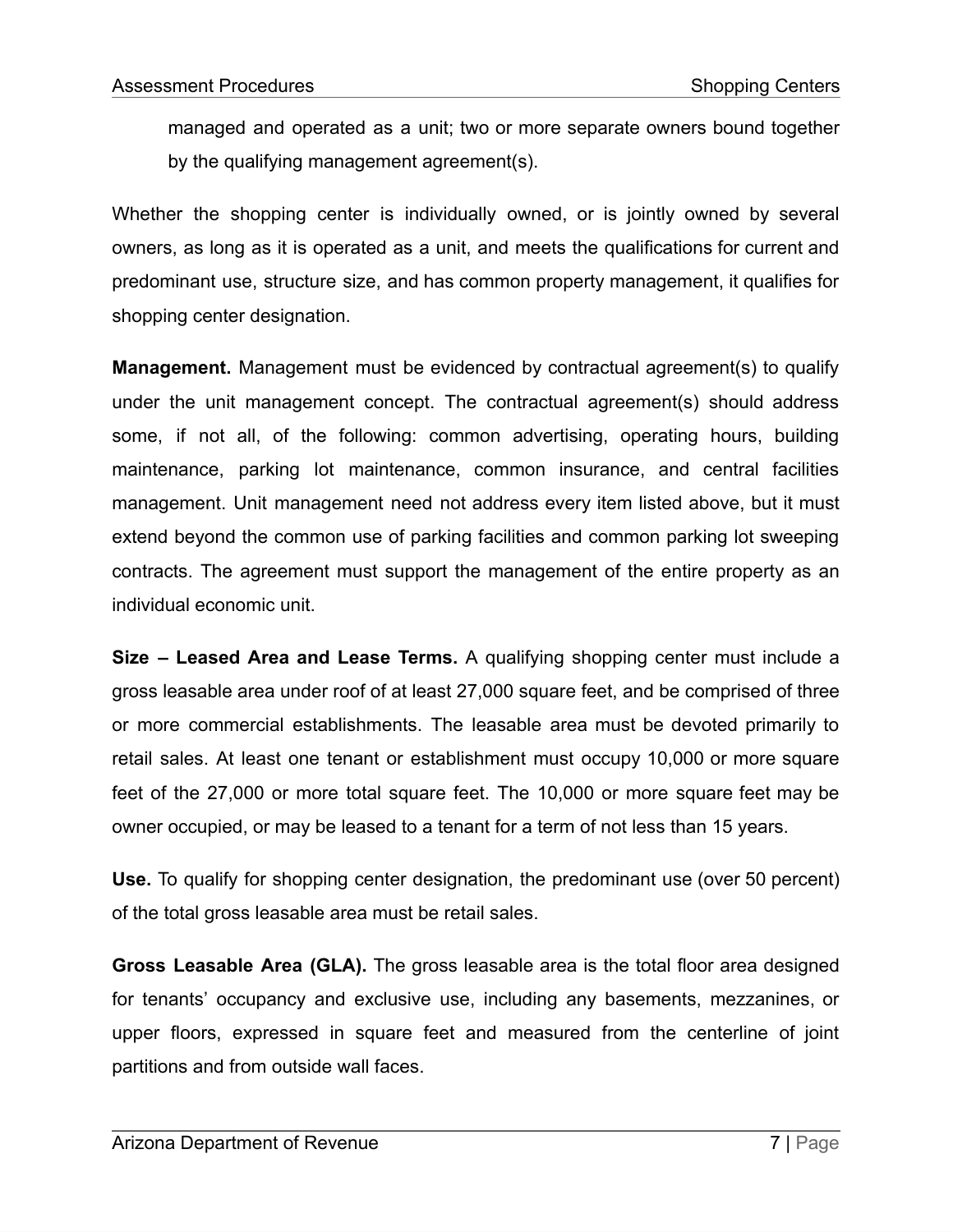managed and operated as a unit; two or more separate owners bound together by the qualifying management agreement(s).

Whether the shopping center is individually owned, or is jointly owned by several owners, as long as it is operated as a unit, and meets the qualifications for current and predominant use, structure size, and has common property management, it qualifies for shopping center designation.

**Management.** Management must be evidenced by contractual agreement(s) to qualify under the unit management concept. The contractual agreement(s) should address some, if not all, of the following: common advertising, operating hours, building maintenance, parking lot maintenance, common insurance, and central facilities management. Unit management need not address every item listed above, but it must extend beyond the common use of parking facilities and common parking lot sweeping contracts. The agreement must support the management of the entire property as an individual economic unit.

**Size – Leased Area and Lease Terms.** A qualifying shopping center must include a gross leasable area under roof of at least 27,000 square feet, and be comprised of three or more commercial establishments. The leasable area must be devoted primarily to retail sales. At least one tenant or establishment must occupy 10,000 or more square feet of the 27,000 or more total square feet. The 10,000 or more square feet may be owner occupied, or may be leased to a tenant for a term of not less than 15 years.

**Use.** To qualify for shopping center designation, the predominant use (over 50 percent) of the total gross leasable area must be retail sales.

**Gross Leasable Area (GLA).** The gross leasable area is the total floor area designed for tenants' occupancy and exclusive use, including any basements, mezzanines, or upper floors, expressed in square feet and measured from the centerline of joint partitions and from outside wall faces.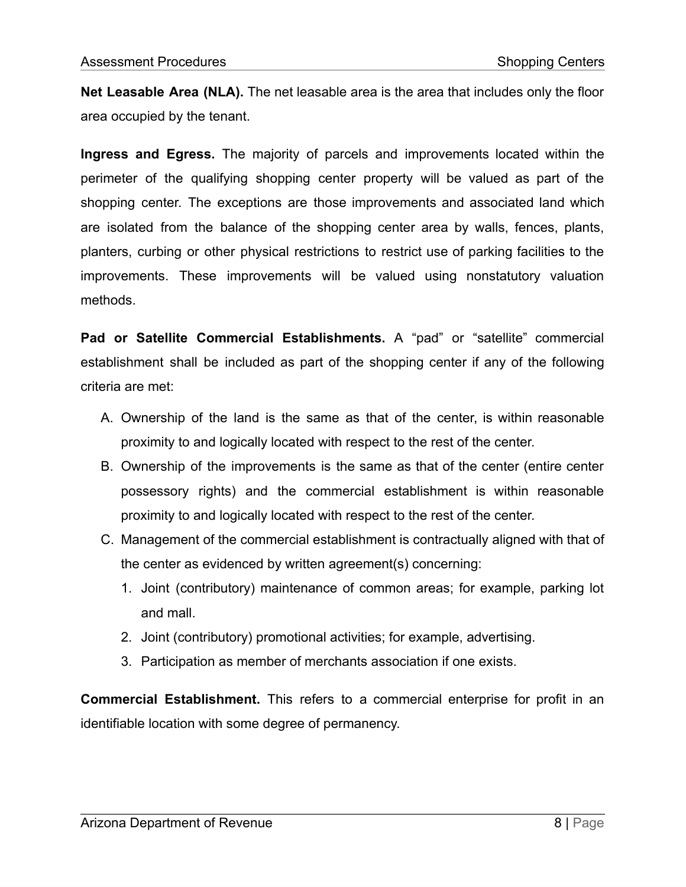**Net Leasable Area (NLA).** The net leasable area is the area that includes only the floor area occupied by the tenant.

**Ingress and Egress.** The majority of parcels and improvements located within the perimeter of the qualifying shopping center property will be valued as part of the shopping center. The exceptions are those improvements and associated land which are isolated from the balance of the shopping center area by walls, fences, plants, planters, curbing or other physical restrictions to restrict use of parking facilities to the improvements. These improvements will be valued using nonstatutory valuation methods.

**Pad or Satellite Commercial Establishments.** A “pad” or “satellite” commercial establishment shall be included as part of the shopping center if any of the following criteria are met:

A. Ownership of the land is the same as that of the center, is within reasonable proximity to and logically located with respect to the rest of the center.
B. Ownership of the improvements is the same as that of the center (entire center possessory rights) and the commercial establishment is within reasonable proximity to and logically located with respect to the rest of the center.
C. Management of the commercial establishment is contractually aligned with that of the center as evidenced by written agreement(s) concerning:
    1. Joint (contributory) maintenance of common areas; for example, parking lot and mall.
    2. Joint (contributory) promotional activities; for example, advertising.
    3. Participation as member of merchants association if one exists.

**Commercial Establishment.** This refers to a commercial enterprise for profit in an identifiable location with some degree of permanency.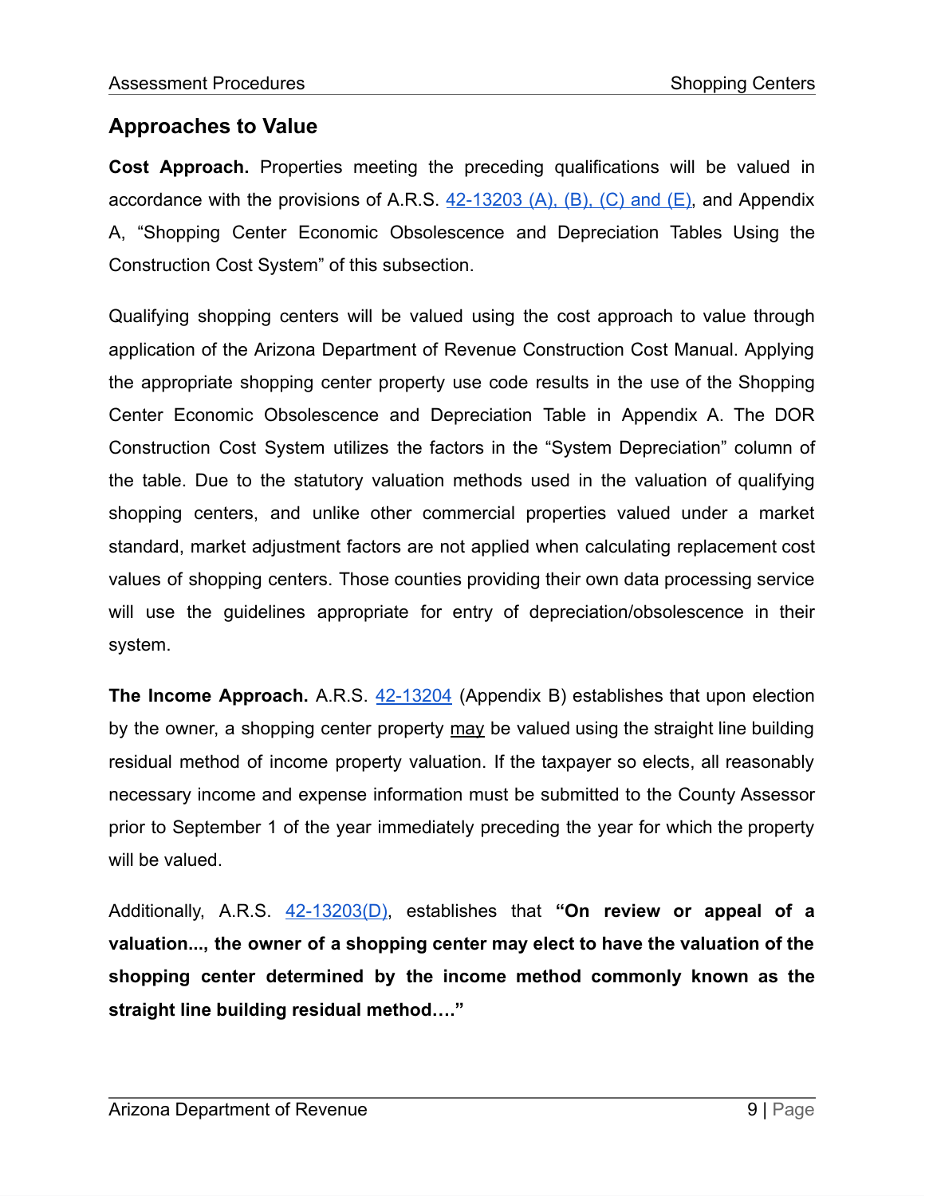## Approaches to Value

**Cost Approach.** Properties meeting the preceding qualifications will be valued in accordance with the provisions of A.R.S. 42-13203 (A), (B), (C) and (E), and Appendix A, "Shopping Center Economic Obsolescence and Depreciation Tables Using the Construction Cost System" of this subsection.

Qualifying shopping centers will be valued using the cost approach to value through application of the Arizona Department of Revenue Construction Cost Manual. Applying the appropriate shopping center property use code results in the use of the Shopping Center Economic Obsolescence and Depreciation Table in Appendix A. The DOR Construction Cost System utilizes the factors in the "System Depreciation" column of the table. Due to the statutory valuation methods used in the valuation of qualifying shopping centers, and unlike other commercial properties valued under a market standard, market adjustment factors are not applied when calculating replacement cost values of shopping centers. Those counties providing their own data processing service will use the guidelines appropriate for entry of depreciation/obsolescence in their system.

**The Income Approach.** A.R.S. 42-13204 (Appendix B) establishes that upon election by the owner, a shopping center property may be valued using the straight line building residual method of income property valuation. If the taxpayer so elects, all reasonably necessary income and expense information must be submitted to the County Assessor prior to September 1 of the year immediately preceding the year for which the property will be valued.

Additionally, A.R.S. 42-13203(D), establishes that **"On review or appeal of a valuation..., the owner of a shopping center may elect to have the valuation of the shopping center determined by the income method commonly known as the straight line building residual method…."**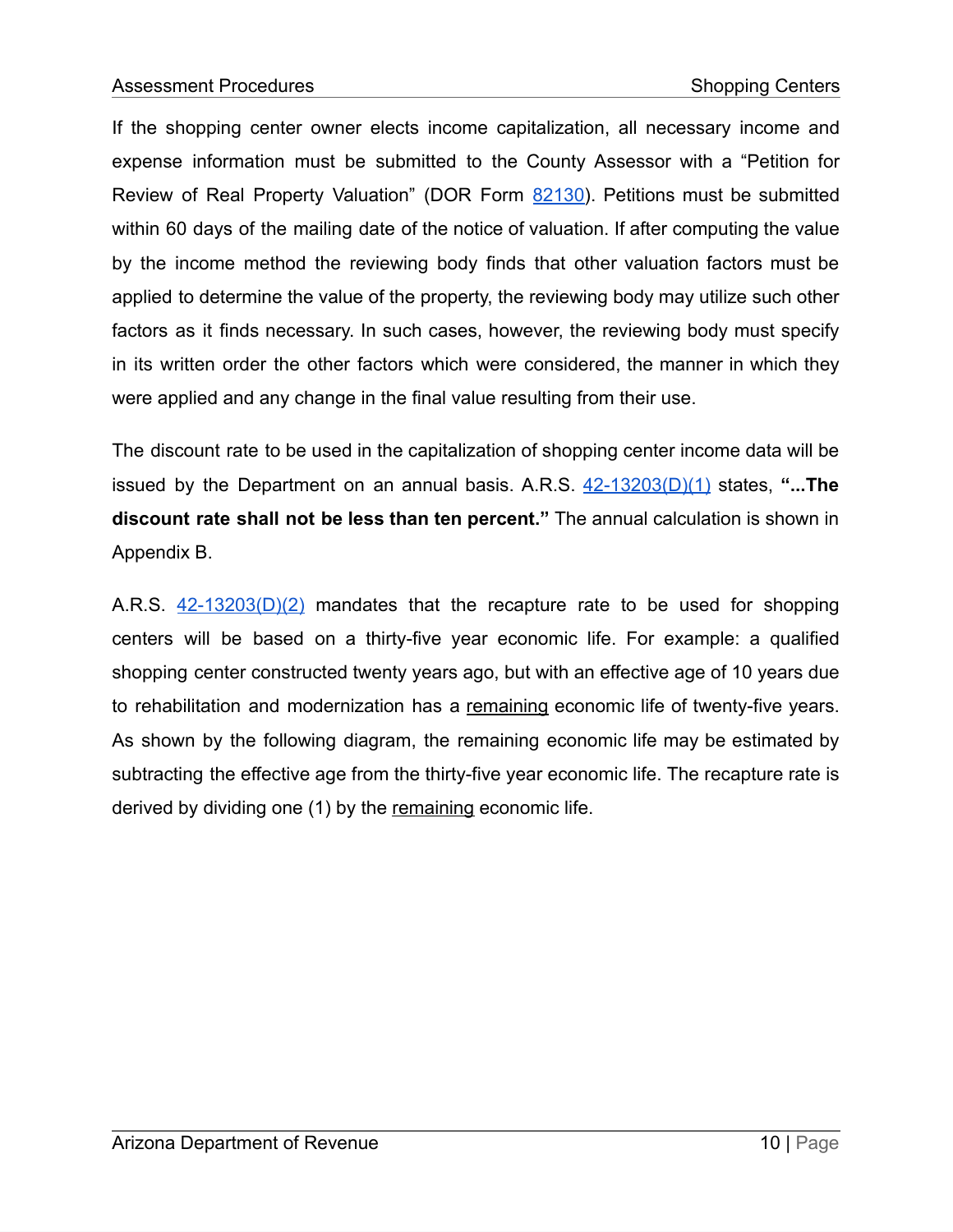If the shopping center owner elects income capitalization, all necessary income and expense information must be submitted to the County Assessor with a "Petition for Review of Real Property Valuation" (DOR Form [82130](82130)). Petitions must be submitted within 60 days of the mailing date of the notice of valuation. If after computing the value by the income method the reviewing body finds that other valuation factors must be applied to determine the value of the property, the reviewing body may utilize such other factors as it finds necessary. In such cases, however, the reviewing body must specify in its written order the other factors which were considered, the manner in which they were applied and any change in the final value resulting from their use.

The discount rate to be used in the capitalization of shopping center income data will be issued by the Department on an annual basis. A.R.S. 42-13203(D)(1) states, **"...The discount rate shall not be less than ten percent."** The annual calculation is shown in Appendix B.

A.R.S. 42-13203(D)(2) mandates that the recapture rate to be used for shopping centers will be based on a thirty-five year economic life. For example: a qualified shopping center constructed twenty years ago, but with an effective age of 10 years due to rehabilitation and modernization has a <u>remaining</u> economic life of twenty-five years. As shown by the following diagram, the remaining economic life may be estimated by subtracting the effective age from the thirty-five year economic life. The recapture rate is derived by dividing one (1) by the <u>remaining</u> economic life.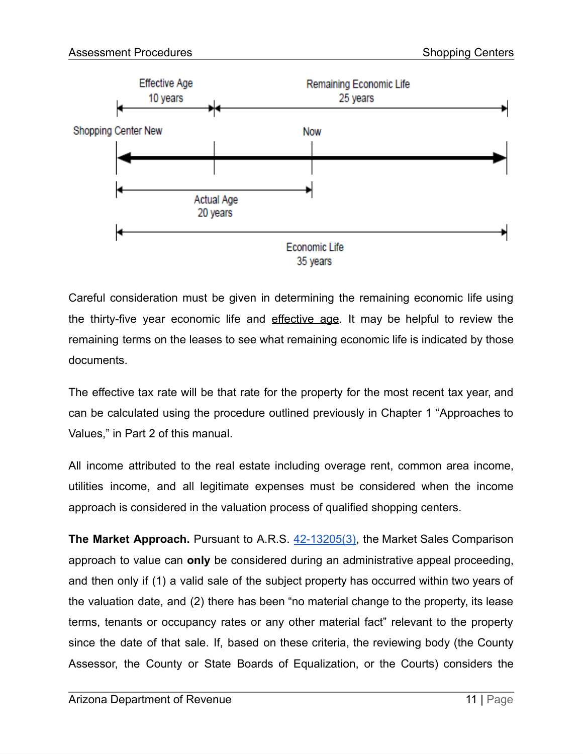Effective Age
10 years

Remaining Economic Life
25 years

Shopping Center New

Now

Actual Age
20 years

Economic Life
35 years

Careful consideration must be given in determining the remaining economic life using the thirty-five year economic life and effective age. It may be helpful to review the remaining terms on the leases to see what remaining economic life is indicated by those documents.

The effective tax rate will be that rate for the property for the most recent tax year, and can be calculated using the procedure outlined previously in Chapter 1 "Approaches to Values," in Part 2 of this manual.

All income attributed to the real estate including overage rent, common area income, utilities income, and all legitimate expenses must be considered when the income approach is considered in the valuation process of qualified shopping centers.

**The Market Approach.** Pursuant to A.R.S. 42-13205(3), the Market Sales Comparison approach to value can **only** be considered during an administrative appeal proceeding, and then only if (1) a valid sale of the subject property has occurred within two years of the valuation date, and (2) there has been "no material change to the property, its lease terms, tenants or occupancy rates or any other material fact" relevant to the property since the date of that sale. If, based on these criteria, the reviewing body (the County Assessor, the County or State Boards of Equalization, or the Courts) considers the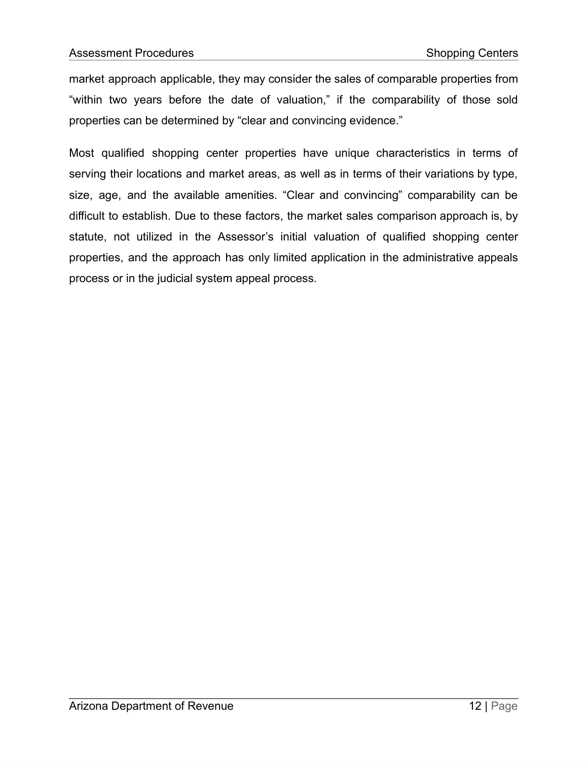market approach applicable, they may consider the sales of comparable properties from "within two years before the date of valuation," if the comparability of those sold properties can be determined by "clear and convincing evidence."

Most qualified shopping center properties have unique characteristics in terms of serving their locations and market areas, as well as in terms of their variations by type, size, age, and the available amenities. "Clear and convincing" comparability can be difficult to establish. Due to these factors, the market sales comparison approach is, by statute, not utilized in the Assessor's initial valuation of qualified shopping center properties, and the approach has only limited application in the administrative appeals process or in the judicial system appeal process.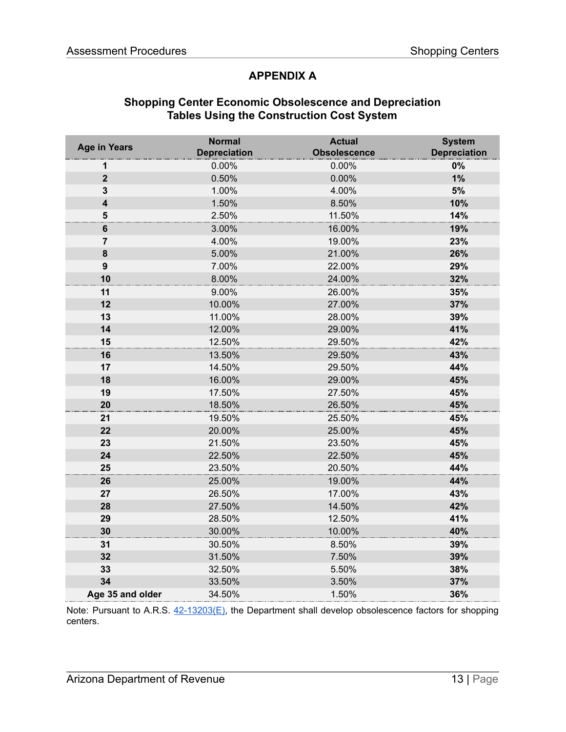## APPENDIX A

### Shopping Center Economic Obsolescence and Depreciation Tables Using the Construction Cost System

| Age in Years | Normal Depreciation | Actual Obsolescence | System Depreciation |
|---|---|---|---|
| **1** | 0.00% | 0.00% | **0%** |
| **2** | 0.50% | 0.00% | **1%** |
| **3** | 1.00% | 4.00% | **5%** |
| **4** | 1.50% | 8.50% | **10%** |
| **5** | 2.50% | 11.50% | **14%** |
| **6** | 3.00% | 16.00% | **19%** |
| **7** | 4.00% | 19.00% | **23%** |
| **8** | 5.00% | 21.00% | **26%** |
| **9** | 7.00% | 22.00% | **29%** |
| **10** | 8.00% | 24.00% | **32%** |
| **11** | 9.00% | 26.00% | **35%** |
| **12** | 10.00% | 27.00% | **37%** |
| **13** | 11.00% | 28.00% | **39%** |
| **14** | 12.00% | 29.00% | **41%** |
| **15** | 12.50% | 29.50% | **42%** |
| **16** | 13.50% | 29.50% | **43%** |
| **17** | 14.50% | 29.50% | **44%** |
| **18** | 16.00% | 29.00% | **45%** |
| **19** | 17.50% | 27.50% | **45%** |
| **20** | 18.50% | 26.50% | **45%** |
| **21** | 19.50% | 25.50% | **45%** |
| **22** | 20.00% | 25.00% | **45%** |
| **23** | 21.50% | 23.50% | **45%** |
| **24** | 22.50% | 22.50% | **45%** |
| **25** | 23.50% | 20.50% | **44%** |
| **26** | 25.00% | 19.00% | **44%** |
| **27** | 26.50% | 17.00% | **43%** |
| **28** | 27.50% | 14.50% | **42%** |
| **29** | 28.50% | 12.50% | **41%** |
| **30** | 30.00% | 10.00% | **40%** |
| **31** | 30.50% | 8.50% | **39%** |
| **32** | 31.50% | 7.50% | **39%** |
| **33** | 32.50% | 5.50% | **38%** |
| **34** | 33.50% | 3.50% | **37%** |
| **Age 35 and older** | 34.50% | 1.50% | **36%** |

Note: Pursuant to A.R.S. 42-13203(E), the Department shall develop obsolescence factors for shopping centers.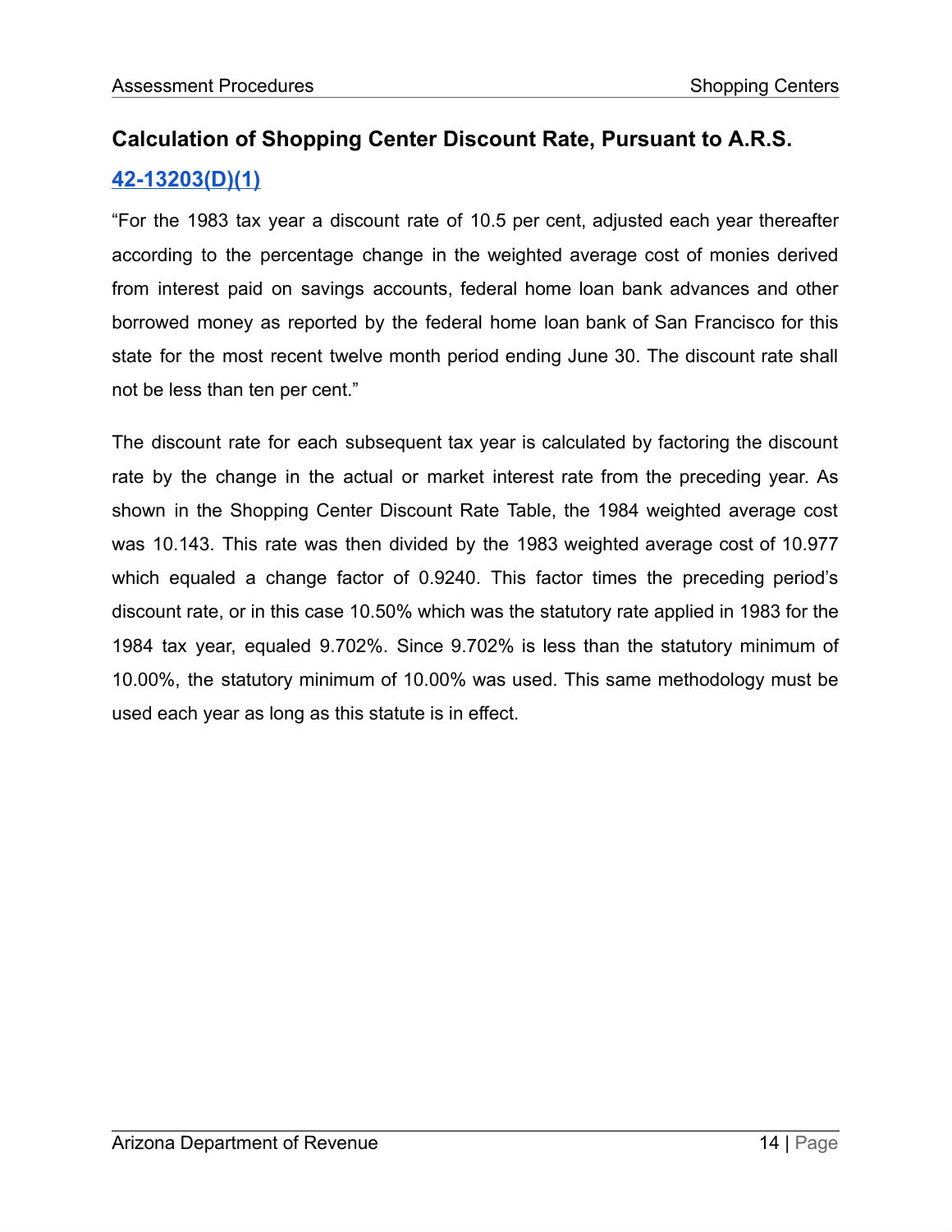## Calculation of Shopping Center Discount Rate, Pursuant to A.R.S. [42-13203(D)(1)]

"For the 1983 tax year a discount rate of 10.5 per cent, adjusted each year thereafter according to the percentage change in the weighted average cost of monies derived from interest paid on savings accounts, federal home loan bank advances and other borrowed money as reported by the federal home loan bank of San Francisco for this state for the most recent twelve month period ending June 30. The discount rate shall not be less than ten per cent."

The discount rate for each subsequent tax year is calculated by factoring the discount rate by the change in the actual or market interest rate from the preceding year. As shown in the Shopping Center Discount Rate Table, the 1984 weighted average cost was 10.143. This rate was then divided by the 1983 weighted average cost of 10.977 which equaled a change factor of 0.9240. This factor times the preceding period's discount rate, or in this case 10.50% which was the statutory rate applied in 1983 for the 1984 tax year, equaled 9.702%. Since 9.702% is less than the statutory minimum of 10.00%, the statutory minimum of 10.00% was used. This same methodology must be used each year as long as this statute is in effect.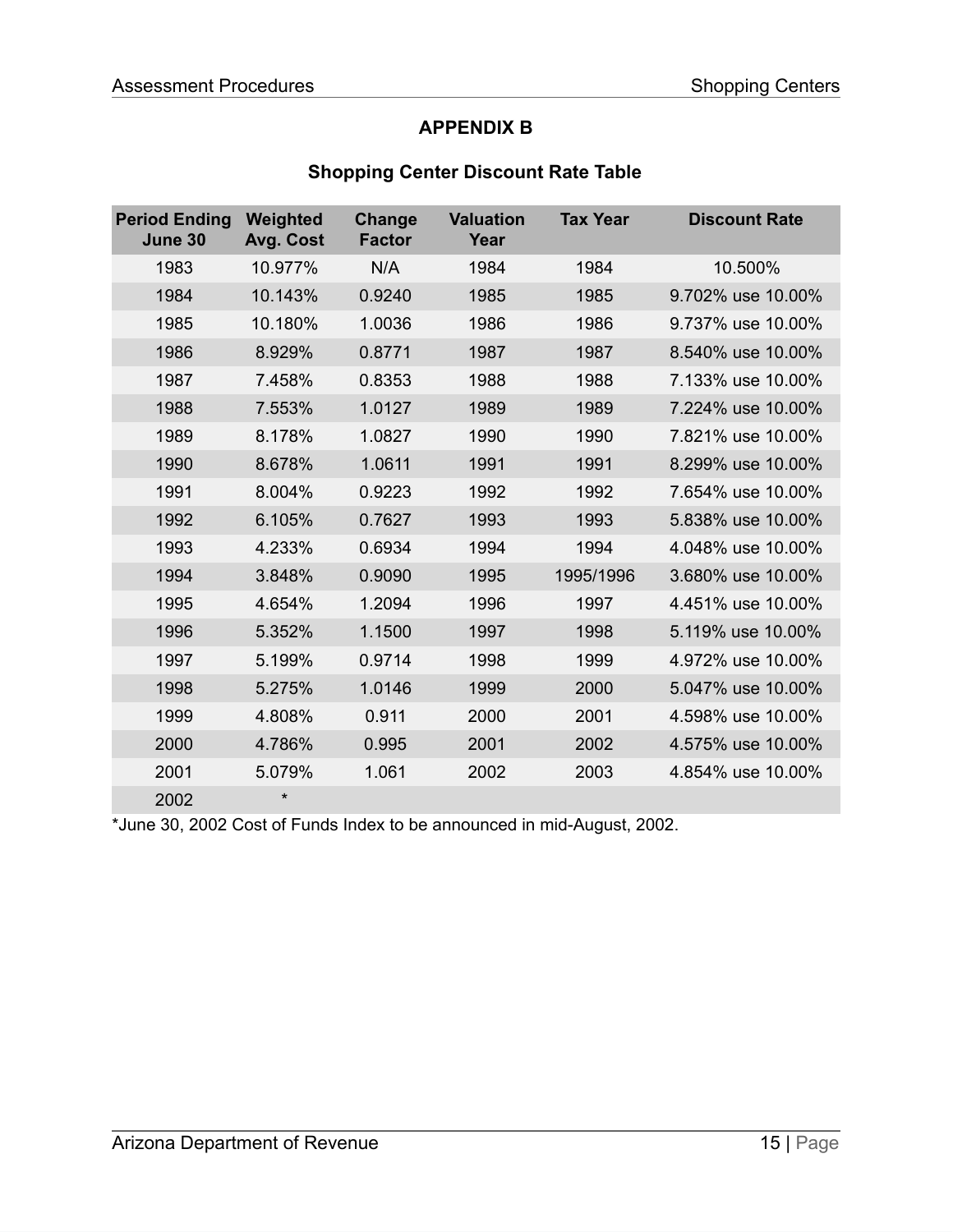## APPENDIX B

### Shopping Center Discount Rate Table

| Period Ending June 30 | Weighted Avg. Cost | Change Factor | Valuation Year | Tax Year | Discount Rate |
|---|---|---|---|---|---|
| 1983 | 10.977% | N/A | 1984 | 1984 | 10.500% |
| 1984 | 10.143% | 0.9240 | 1985 | 1985 | 9.702% use 10.00% |
| 1985 | 10.180% | 1.0036 | 1986 | 1986 | 9.737% use 10.00% |
| 1986 | 8.929% | 0.8771 | 1987 | 1987 | 8.540% use 10.00% |
| 1987 | 7.458% | 0.8353 | 1988 | 1988 | 7.133% use 10.00% |
| 1988 | 7.553% | 1.0127 | 1989 | 1989 | 7.224% use 10.00% |
| 1989 | 8.178% | 1.0827 | 1990 | 1990 | 7.821% use 10.00% |
| 1990 | 8.678% | 1.0611 | 1991 | 1991 | 8.299% use 10.00% |
| 1991 | 8.004% | 0.9223 | 1992 | 1992 | 7.654% use 10.00% |
| 1992 | 6.105% | 0.7627 | 1993 | 1993 | 5.838% use 10.00% |
| 1993 | 4.233% | 0.6934 | 1994 | 1994 | 4.048% use 10.00% |
| 1994 | 3.848% | 0.9090 | 1995 | 1995/1996 | 3.680% use 10.00% |
| 1995 | 4.654% | 1.2094 | 1996 | 1997 | 4.451% use 10.00% |
| 1996 | 5.352% | 1.1500 | 1997 | 1998 | 5.119% use 10.00% |
| 1997 | 5.199% | 0.9714 | 1998 | 1999 | 4.972% use 10.00% |
| 1998 | 5.275% | 1.0146 | 1999 | 2000 | 5.047% use 10.00% |
| 1999 | 4.808% | 0.911 | 2000 | 2001 | 4.598% use 10.00% |
| 2000 | 4.786% | 0.995 | 2001 | 2002 | 4.575% use 10.00% |
| 2001 | 5.079% | 1.061 | 2002 | 2003 | 4.854% use 10.00% |
| 2002 | * | | | | |

*June 30, 2002 Cost of Funds Index to be announced in mid-August, 2002.